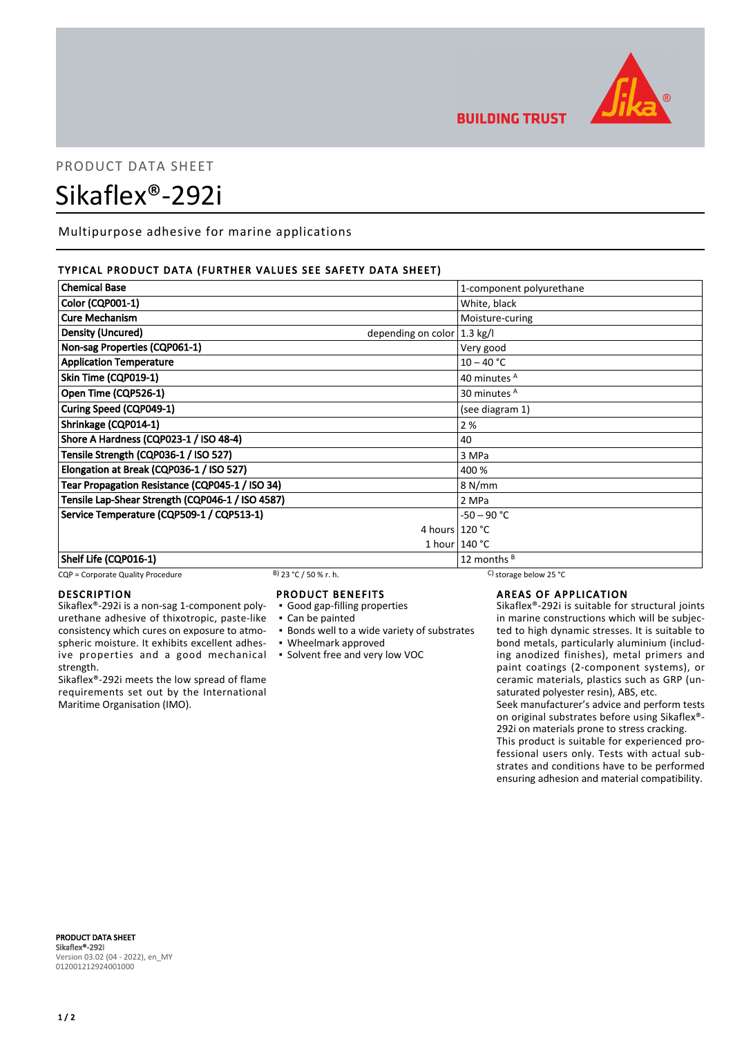PRODUCT DATA SHEET

# Sikaflex®-292i

Multipurpose adhesive for marine applications

## TYPICAL PRODUCT DATA (FURTHER VALUES SEE SAFETY DATA SHEET)

| Property | | Value |
|---|---|---|
| **Chemical Base** | | 1-component polyurethane |
| **Color (CQP001-1)** | | White, black |
| **Cure Mechanism** | | Moisture-curing |
| **Density (Uncured)** | depending on color | 1.3 kg/l |
| **Non-sag Properties (CQP061-1)** | | Very good |
| **Application Temperature** | | 10 – 40 °C |
| **Skin Time (CQP019-1)** | | 40 minutes [A] |
| **Open Time (CQP526-1)** | | 30 minutes [A] |
| **Curing Speed (CQP049-1)** | | (see diagram 1) |
| **Shrinkage (CQP014-1)** | | 2 % |
| **Shore A Hardness (CQP023-1 / ISO 48-4)** | | 40 |
| **Tensile Strength (CQP036-1 / ISO 527)** | | 3 MPa |
| **Elongation at Break (CQP036-1 / ISO 527)** | | 400 % |
| **Tear Propagation Resistance (CQP045-1 / ISO 34)** | | 8 N/mm |
| **Tensile Lap-Shear Strength (CQP046-1 / ISO 4587)** | | 2 MPa |
| **Service Temperature (CQP509-1 / CQP513-1)** | | -50 – 90 °C |
| | 4 hours | 120 °C |
| | 1 hour | 140 °C |
| **Shelf Life (CQP016-1)** | | 12 months [B] |

CQP = Corporate Quality Procedure B) 23 °C / 50 % r. h. C) storage below 25 °C

### DESCRIPTION

Sikaflex®-292i is a non-sag 1-component polyurethane adhesive of thixotropic, paste-like consistency which cures on exposure to atmospheric moisture. It exhibits excellent adhesive properties and a good mechanical strength.

Sikaflex®-292i meets the low spread of flame requirements set out by the International Maritime Organisation (IMO).

### PRODUCT BENEFITS

- Good gap-filling properties
- Can be painted
- Bonds well to a wide variety of substrates
- Wheelmark approved
- Solvent free and very low VOC

### AREAS OF APPLICATION

Sikaflex®-292i is suitable for structural joints in marine constructions which will be subjected to high dynamic stresses. It is suitable to bond metals, particularly aluminium (including anodized finishes), metal primers and paint coatings (2-component systems), or ceramic materials, plastics such as GRP (unsaturated polyester resin), ABS, etc.

Seek manufacturer's advice and perform tests on original substrates before using Sikaflex®-292i on materials prone to stress cracking.

This product is suitable for experienced professional users only. Tests with actual substrates and conditions have to be performed ensuring adhesion and material compatibility.

**PRODUCT DATA SHEET**
**Sikaflex®-292i**
Version 03.02 (04 - 2022), en_MY
012001212924001000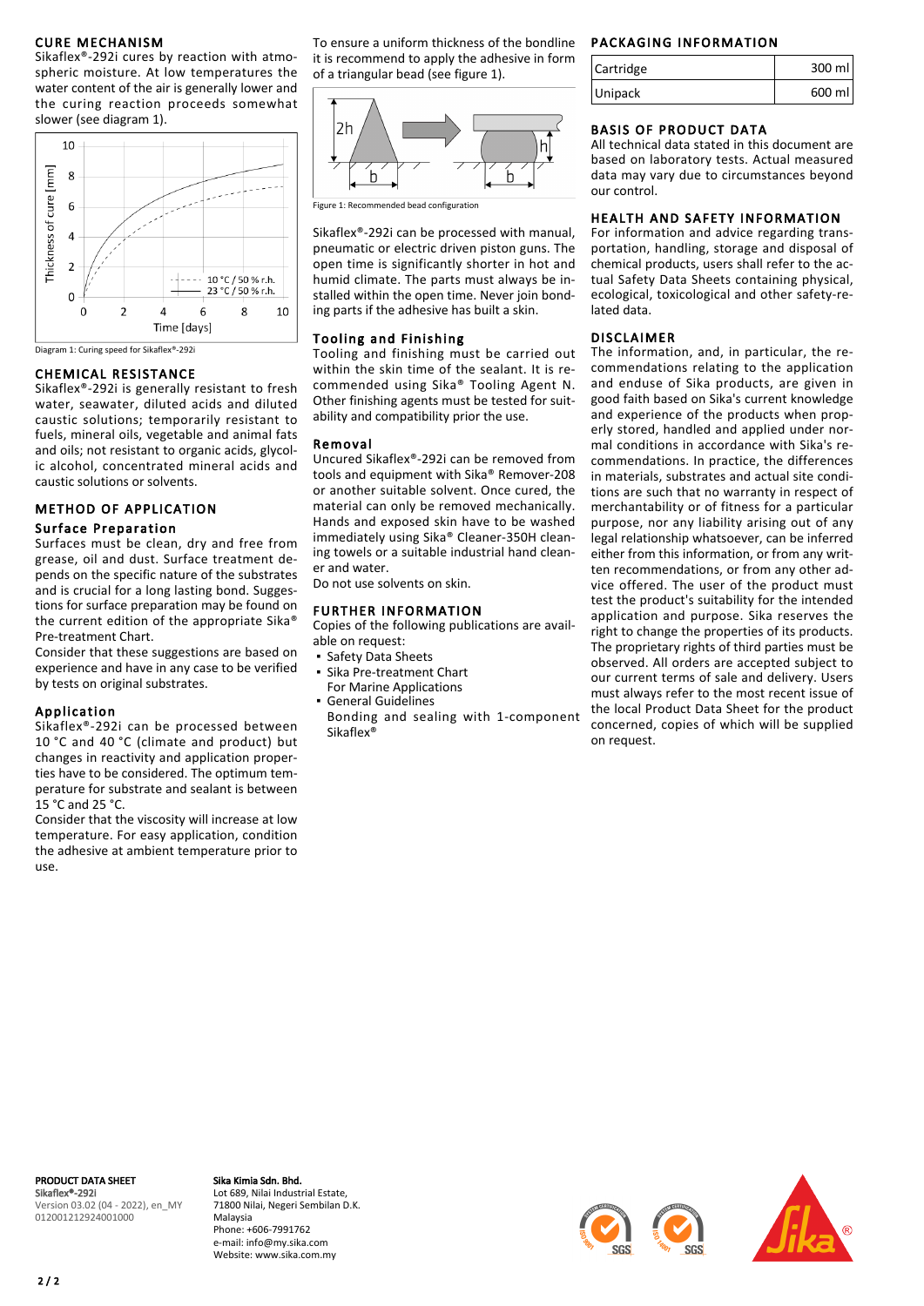## CURE MECHANISM

Sikaflex®-292i cures by reaction with atmospheric moisture. At low temperatures the water content of the air is generally lower and the curing reaction proceeds somewhat slower (see diagram 1).

10
8
6
4
2
0
Thickness of cure [mm]
0 2 4 6 8 10
Time [days]
10 °C / 50 % r.h.
23 °C / 50 % r.h.

Diagram 1: Curing speed for Sikaflex®-292i

## CHEMICAL RESISTANCE

Sikaflex®-292i is generally resistant to fresh water, seawater, diluted acids and diluted caustic solutions; temporarily resistant to fuels, mineral oils, vegetable and animal fats and oils; not resistant to organic acids, glycolic alcohol, concentrated mineral acids and caustic solutions or solvents.

## METHOD OF APPLICATION

### Surface Preparation

Surfaces must be clean, dry and free from grease, oil and dust. Surface treatment depends on the specific nature of the substrates and is crucial for a long lasting bond. Suggestions for surface preparation may be found on the current edition of the appropriate Sika® Pre-treatment Chart.

Consider that these suggestions are based on experience and have in any case to be verified by tests on original substrates.

### Application

Sikaflex®-292i can be processed between 10 °C and 40 °C (climate and product) but changes in reactivity and application properties have to be considered. The optimum temperature for substrate and sealant is between 15 °C and 25 °C.

Consider that the viscosity will increase at low temperature. For easy application, condition the adhesive at ambient temperature prior to use.

To ensure a uniform thickness of the bondline it is recommend to apply the adhesive in form of a triangular bead (see figure 1).

2h
b
h
b

Figure 1: Recommended bead configuration

Sikaflex®-292i can be processed with manual, pneumatic or electric driven piston guns. The open time is significantly shorter in hot and humid climate. The parts must always be installed within the open time. Never join bonding parts if the adhesive has built a skin.

### Tooling and Finishing

Tooling and finishing must be carried out within the skin time of the sealant. It is recommended using Sika® Tooling Agent N. Other finishing agents must be tested for suitability and compatibility prior the use.

### Removal

Uncured Sikaflex®-292i can be removed from tools and equipment with Sika® Remover-208 or another suitable solvent. Once cured, the material can only be removed mechanically. Hands and exposed skin have to be washed immediately using Sika® Cleaner-350H cleaning towels or a suitable industrial hand cleaner and water.

Do not use solvents on skin.

## FURTHER INFORMATION

Copies of the following publications are available on request:

- Safety Data Sheets
- Sika Pre-treatment Chart For Marine Applications
- General Guidelines Bonding and sealing with 1-component Sikaflex®

## PACKAGING INFORMATION

| | |
|---|---|
| Cartridge | 300 ml |
| Unipack | 600 ml |

## BASIS OF PRODUCT DATA

All technical data stated in this document are based on laboratory tests. Actual measured data may vary due to circumstances beyond our control.

## HEALTH AND SAFETY INFORMATION

For information and advice regarding transportation, handling, storage and disposal of chemical products, users shall refer to the actual Safety Data Sheets containing physical, ecological, toxicological and other safety-related data.

## DISCLAIMER

The information, and, in particular, the recommendations relating to the application and enduse of Sika products, are given in good faith based on Sika's current knowledge and experience of the products when properly stored, handled and applied under normal conditions in accordance with Sika's recommendations. In practice, the differences in materials, substrates and actual site conditions are such that no warranty in respect of merchantability or of fitness for a particular purpose, nor any liability arising out of any legal relationship whatsoever, can be inferred either from this information, or from any written recommendations, or from any other advice offered. The user of the product must test the product's suitability for the intended application and purpose. Sika reserves the right to change the properties of its products. The proprietary rights of third parties must be observed. All orders are accepted subject to our current terms of sale and delivery. Users must always refer to the most recent issue of the local Product Data Sheet for the product concerned, copies of which will be supplied on request.

**PRODUCT DATA SHEET**
**Sikaflex®-292i**
Version 03.02 (04 - 2022), en_MY
012001212924001000

**Sika Kimia Sdn. Bhd.**
Lot 689, Nilai Industrial Estate,
71800 Nilai, Negeri Sembilan D.K.
Malaysia
Phone: +606-7991762
e-mail: info@my.sika.com
Website: www.sika.com.my